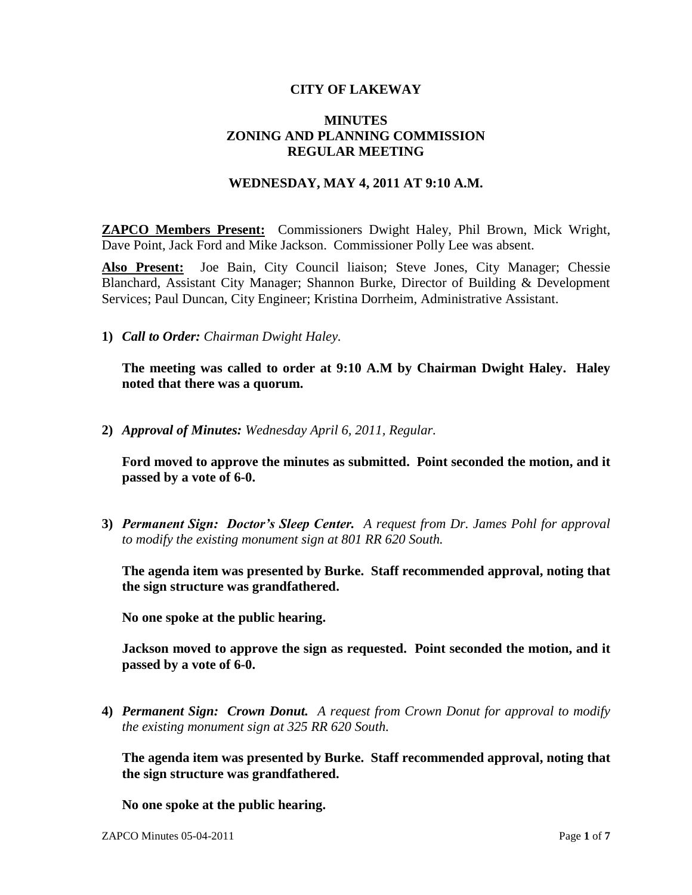# CITY OF LAKEWAY

## MINUTES
## ZONING AND PLANNING COMMISSION
## REGULAR MEETING

### WEDNESDAY, MAY 4, 2011 AT 9:10 A.M.

**ZAPCO Members Present:** Commissioners Dwight Haley, Phil Brown, Mick Wright, Dave Point, Jack Ford and Mike Jackson. Commissioner Polly Lee was absent.

**Also Present:** Joe Bain, City Council liaison; Steve Jones, City Manager; Chessie Blanchard, Assistant City Manager; Shannon Burke, Director of Building & Development Services; Paul Duncan, City Engineer; Kristina Dorrheim, Administrative Assistant.

1) ***Call to Order:*** *Chairman Dwight Haley.*

   **The meeting was called to order at 9:10 A.M by Chairman Dwight Haley. Haley noted that there was a quorum.**

2) ***Approval of Minutes:*** *Wednesday April 6, 2011, Regular.*

   **Ford moved to approve the minutes as submitted. Point seconded the motion, and it passed by a vote of 6-0.**

3) ***Permanent Sign: Doctor's Sleep Center.*** *A request from Dr. James Pohl for approval to modify the existing monument sign at 801 RR 620 South.*

   **The agenda item was presented by Burke. Staff recommended approval, noting that the sign structure was grandfathered.**

   **No one spoke at the public hearing.**

   **Jackson moved to approve the sign as requested. Point seconded the motion, and it passed by a vote of 6-0.**

4) ***Permanent Sign: Crown Donut.*** *A request from Crown Donut for approval to modify the existing monument sign at 325 RR 620 South.*

   **The agenda item was presented by Burke. Staff recommended approval, noting that the sign structure was grandfathered.**

   **No one spoke at the public hearing.**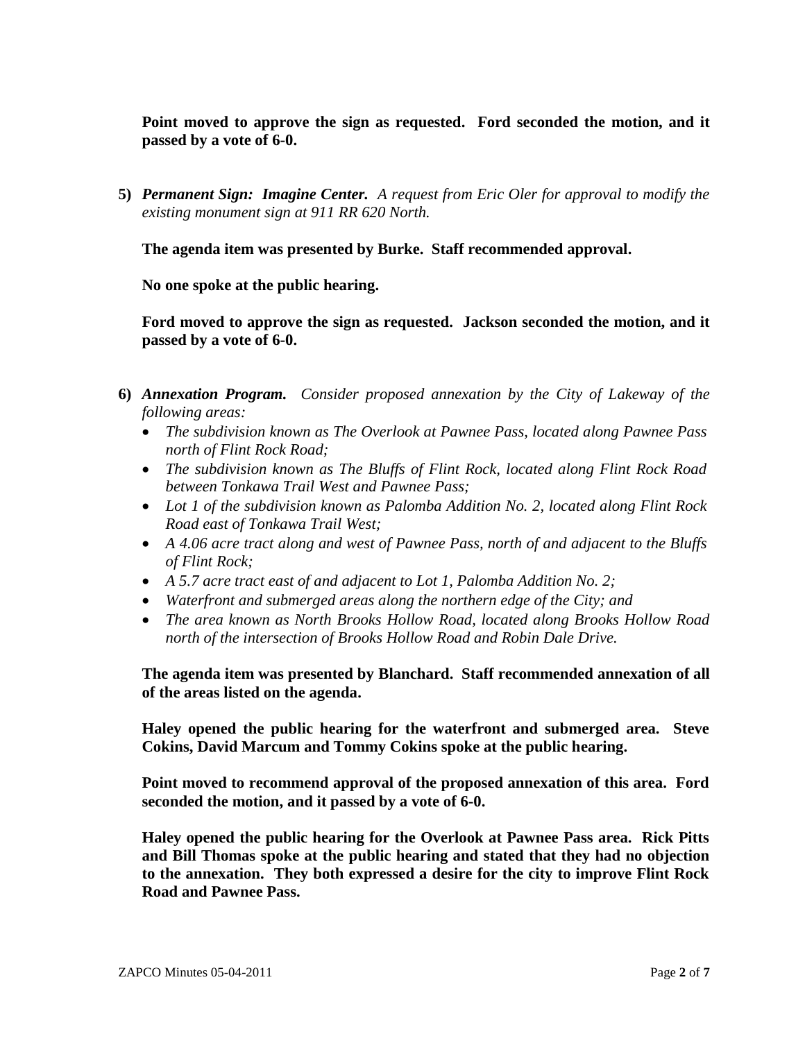**Point moved to approve the sign as requested. Ford seconded the motion, and it passed by a vote of 6-0.**

5) ***Permanent Sign: Imagine Center.*** *A request from Eric Oler for approval to modify the existing monument sign at 911 RR 620 North.*

   **The agenda item was presented by Burke. Staff recommended approval.**

   **No one spoke at the public hearing.**

   **Ford moved to approve the sign as requested. Jackson seconded the motion, and it passed by a vote of 6-0.**

6) ***Annexation Program.*** *Consider proposed annexation by the City of Lakeway of the following areas:*
   - *The subdivision known as The Overlook at Pawnee Pass, located along Pawnee Pass north of Flint Rock Road;*
   - *The subdivision known as The Bluffs of Flint Rock, located along Flint Rock Road between Tonkawa Trail West and Pawnee Pass;*
   - *Lot 1 of the subdivision known as Palomba Addition No. 2, located along Flint Rock Road east of Tonkawa Trail West;*
   - *A 4.06 acre tract along and west of Pawnee Pass, north of and adjacent to the Bluffs of Flint Rock;*
   - *A 5.7 acre tract east of and adjacent to Lot 1, Palomba Addition No. 2;*
   - *Waterfront and submerged areas along the northern edge of the City; and*
   - *The area known as North Brooks Hollow Road, located along Brooks Hollow Road north of the intersection of Brooks Hollow Road and Robin Dale Drive.*

   **The agenda item was presented by Blanchard. Staff recommended annexation of all of the areas listed on the agenda.**

   **Haley opened the public hearing for the waterfront and submerged area. Steve Cokins, David Marcum and Tommy Cokins spoke at the public hearing.**

   **Point moved to recommend approval of the proposed annexation of this area. Ford seconded the motion, and it passed by a vote of 6-0.**

   **Haley opened the public hearing for the Overlook at Pawnee Pass area. Rick Pitts and Bill Thomas spoke at the public hearing and stated that they had no objection to the annexation. They both expressed a desire for the city to improve Flint Rock Road and Pawnee Pass.**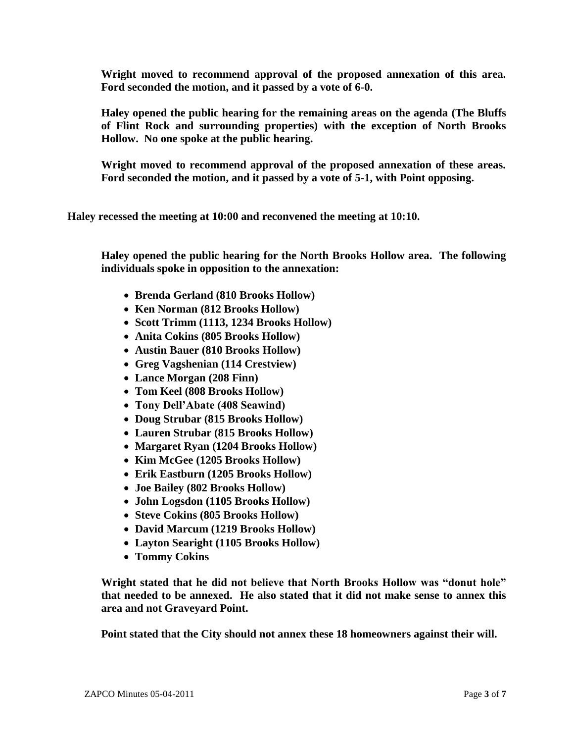**Wright moved to recommend approval of the proposed annexation of this area. Ford seconded the motion, and it passed by a vote of 6-0.**

**Haley opened the public hearing for the remaining areas on the agenda (The Bluffs of Flint Rock and surrounding properties) with the exception of North Brooks Hollow. No one spoke at the public hearing.**

**Wright moved to recommend approval of the proposed annexation of these areas. Ford seconded the motion, and it passed by a vote of 5-1, with Point opposing.**

**Haley recessed the meeting at 10:00 and reconvened the meeting at 10:10.**

**Haley opened the public hearing for the North Brooks Hollow area. The following individuals spoke in opposition to the annexation:**

- **Brenda Gerland (810 Brooks Hollow)**
- **Ken Norman (812 Brooks Hollow)**
- **Scott Trimm (1113, 1234 Brooks Hollow)**
- **Anita Cokins (805 Brooks Hollow)**
- **Austin Bauer (810 Brooks Hollow)**
- **Greg Vagshenian (114 Crestview)**
- **Lance Morgan (208 Finn)**
- **Tom Keel (808 Brooks Hollow)**
- **Tony Dell'Abate (408 Seawind)**
- **Doug Strubar (815 Brooks Hollow)**
- **Lauren Strubar (815 Brooks Hollow)**
- **Margaret Ryan (1204 Brooks Hollow)**
- **Kim McGee (1205 Brooks Hollow)**
- **Erik Eastburn (1205 Brooks Hollow)**
- **Joe Bailey (802 Brooks Hollow)**
- **John Logsdon (1105 Brooks Hollow)**
- **Steve Cokins (805 Brooks Hollow)**
- **David Marcum (1219 Brooks Hollow)**
- **Layton Searight (1105 Brooks Hollow)**
- **Tommy Cokins**

**Wright stated that he did not believe that North Brooks Hollow was "donut hole" that needed to be annexed. He also stated that it did not make sense to annex this area and not Graveyard Point.**

**Point stated that the City should not annex these 18 homeowners against their will.**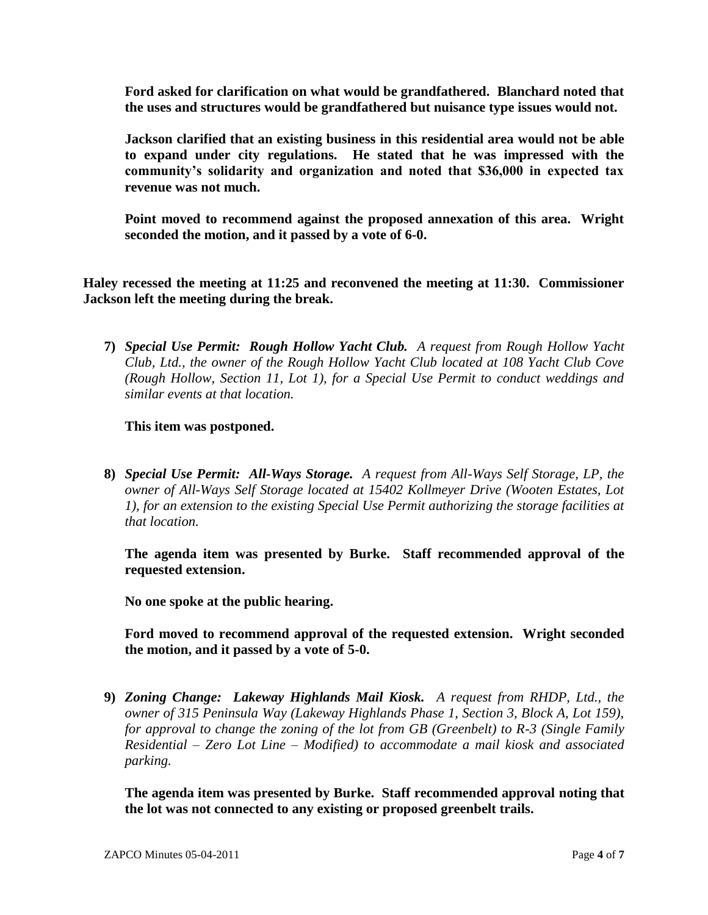**Ford asked for clarification on what would be grandfathered. Blanchard noted that the uses and structures would be grandfathered but nuisance type issues would not.**

**Jackson clarified that an existing business in this residential area would not be able to expand under city regulations. He stated that he was impressed with the community's solidarity and organization and noted that $36,000 in expected tax revenue was not much.**

**Point moved to recommend against the proposed annexation of this area. Wright seconded the motion, and it passed by a vote of 6-0.**

**Haley recessed the meeting at 11:25 and reconvened the meeting at 11:30. Commissioner Jackson left the meeting during the break.**

7) ***Special Use Permit: Rough Hollow Yacht Club.*** *A request from Rough Hollow Yacht Club, Ltd., the owner of the Rough Hollow Yacht Club located at 108 Yacht Club Cove (Rough Hollow, Section 11, Lot 1), for a Special Use Permit to conduct weddings and similar events at that location.*

   **This item was postponed.**

8) ***Special Use Permit: All-Ways Storage.*** *A request from All-Ways Self Storage, LP, the owner of All-Ways Self Storage located at 15402 Kollmeyer Drive (Wooten Estates, Lot 1), for an extension to the existing Special Use Permit authorizing the storage facilities at that location.*

   **The agenda item was presented by Burke. Staff recommended approval of the requested extension.**

   **No one spoke at the public hearing.**

   **Ford moved to recommend approval of the requested extension. Wright seconded the motion, and it passed by a vote of 5-0.**

9) ***Zoning Change: Lakeway Highlands Mail Kiosk.*** *A request from RHDP, Ltd., the owner of 315 Peninsula Way (Lakeway Highlands Phase 1, Section 3, Block A, Lot 159), for approval to change the zoning of the lot from GB (Greenbelt) to R-3 (Single Family Residential – Zero Lot Line – Modified) to accommodate a mail kiosk and associated parking.*

   **The agenda item was presented by Burke. Staff recommended approval noting that the lot was not connected to any existing or proposed greenbelt trails.**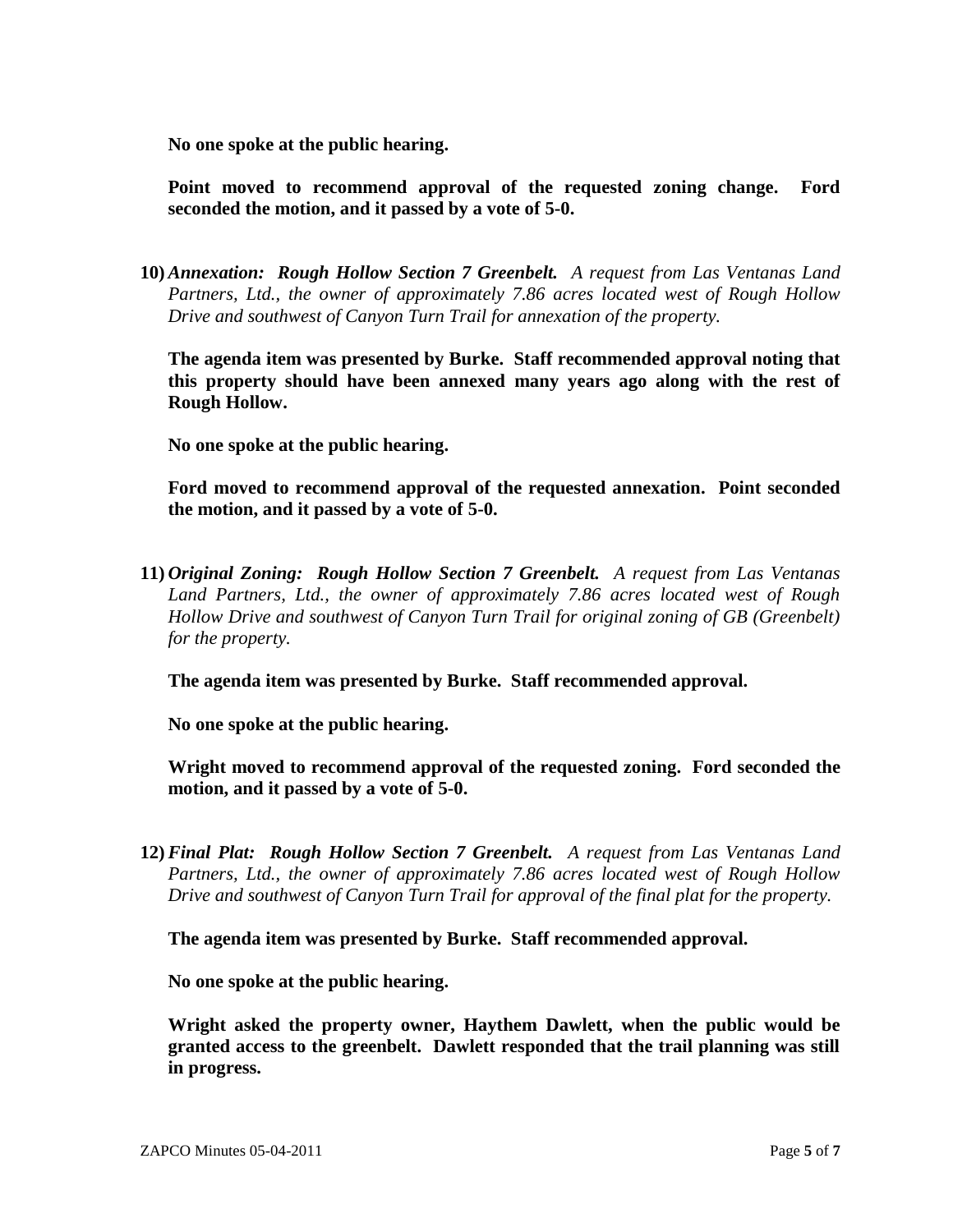**No one spoke at the public hearing.**

**Point moved to recommend approval of the requested zoning change. Ford seconded the motion, and it passed by a vote of 5-0.**

10) ***Annexation: Rough Hollow Section 7 Greenbelt.*** *A request from Las Ventanas Land Partners, Ltd., the owner of approximately 7.86 acres located west of Rough Hollow Drive and southwest of Canyon Turn Trail for annexation of the property.*

    **The agenda item was presented by Burke. Staff recommended approval noting that this property should have been annexed many years ago along with the rest of Rough Hollow.**

    **No one spoke at the public hearing.**

    **Ford moved to recommend approval of the requested annexation. Point seconded the motion, and it passed by a vote of 5-0.**

11) ***Original Zoning: Rough Hollow Section 7 Greenbelt.*** *A request from Las Ventanas Land Partners, Ltd., the owner of approximately 7.86 acres located west of Rough Hollow Drive and southwest of Canyon Turn Trail for original zoning of GB (Greenbelt) for the property.*

    **The agenda item was presented by Burke. Staff recommended approval.**

    **No one spoke at the public hearing.**

    **Wright moved to recommend approval of the requested zoning. Ford seconded the motion, and it passed by a vote of 5-0.**

12) ***Final Plat: Rough Hollow Section 7 Greenbelt.*** *A request from Las Ventanas Land Partners, Ltd., the owner of approximately 7.86 acres located west of Rough Hollow Drive and southwest of Canyon Turn Trail for approval of the final plat for the property.*

    **The agenda item was presented by Burke. Staff recommended approval.**

    **No one spoke at the public hearing.**

    **Wright asked the property owner, Haythem Dawlett, when the public would be granted access to the greenbelt. Dawlett responded that the trail planning was still in progress.**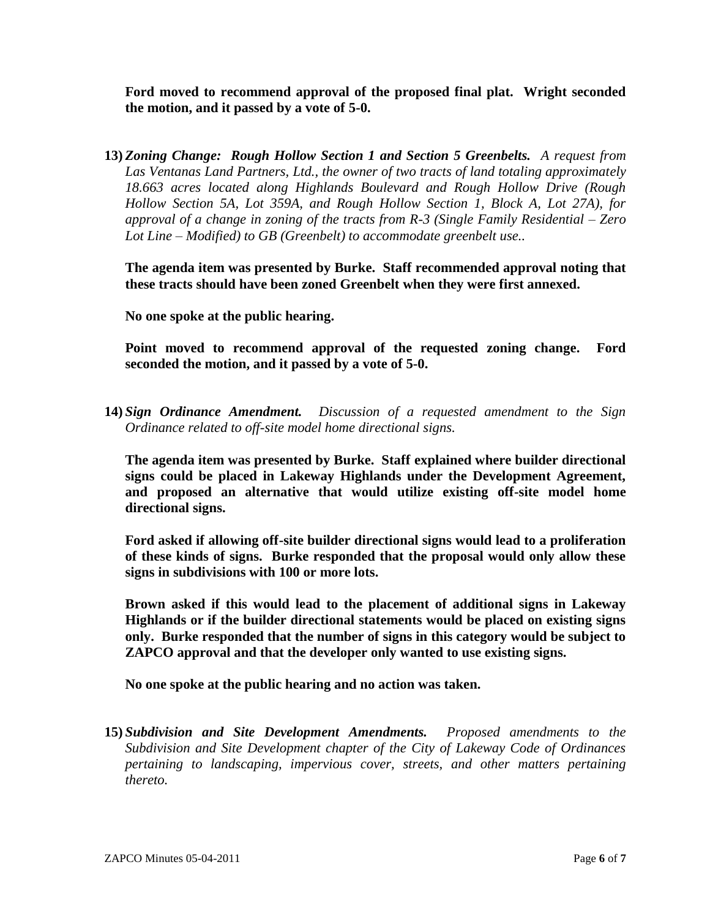**Ford moved to recommend approval of the proposed final plat. Wright seconded the motion, and it passed by a vote of 5-0.**

13) ***Zoning Change: Rough Hollow Section 1 and Section 5 Greenbelts.*** *A request from Las Ventanas Land Partners, Ltd., the owner of two tracts of land totaling approximately 18.663 acres located along Highlands Boulevard and Rough Hollow Drive (Rough Hollow Section 5A, Lot 359A, and Rough Hollow Section 1, Block A, Lot 27A), for approval of a change in zoning of the tracts from R-3 (Single Family Residential – Zero Lot Line – Modified) to GB (Greenbelt) to accommodate greenbelt use..*

**The agenda item was presented by Burke. Staff recommended approval noting that these tracts should have been zoned Greenbelt when they were first annexed.**

**No one spoke at the public hearing.**

**Point moved to recommend approval of the requested zoning change. Ford seconded the motion, and it passed by a vote of 5-0.**

14) ***Sign Ordinance Amendment.*** *Discussion of a requested amendment to the Sign Ordinance related to off-site model home directional signs.*

**The agenda item was presented by Burke. Staff explained where builder directional signs could be placed in Lakeway Highlands under the Development Agreement, and proposed an alternative that would utilize existing off-site model home directional signs.**

**Ford asked if allowing off-site builder directional signs would lead to a proliferation of these kinds of signs. Burke responded that the proposal would only allow these signs in subdivisions with 100 or more lots.**

**Brown asked if this would lead to the placement of additional signs in Lakeway Highlands or if the builder directional statements would be placed on existing signs only. Burke responded that the number of signs in this category would be subject to ZAPCO approval and that the developer only wanted to use existing signs.**

**No one spoke at the public hearing and no action was taken.**

15) ***Subdivision and Site Development Amendments.*** *Proposed amendments to the Subdivision and Site Development chapter of the City of Lakeway Code of Ordinances pertaining to landscaping, impervious cover, streets, and other matters pertaining thereto.*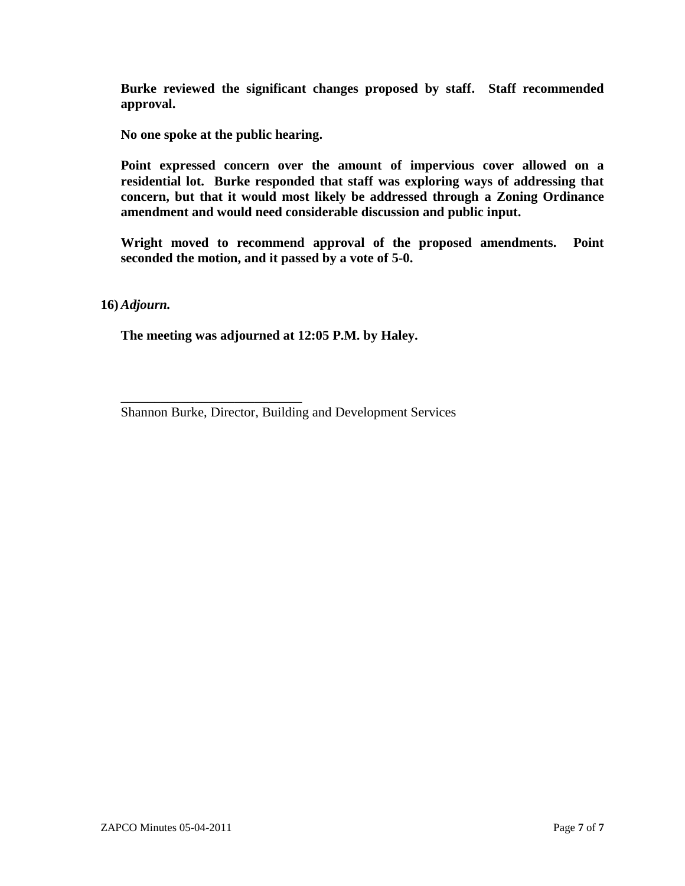**Burke reviewed the significant changes proposed by staff. Staff recommended approval.**

**No one spoke at the public hearing.**

**Point expressed concern over the amount of impervious cover allowed on a residential lot. Burke responded that staff was exploring ways of addressing that concern, but that it would most likely be addressed through a Zoning Ordinance amendment and would need considerable discussion and public input.**

**Wright moved to recommend approval of the proposed amendments. Point seconded the motion, and it passed by a vote of 5-0.**

**16)** ***Adjourn.***

**The meeting was adjourned at 12:05 P.M. by Haley.**

___________________________

Shannon Burke, Director, Building and Development Services